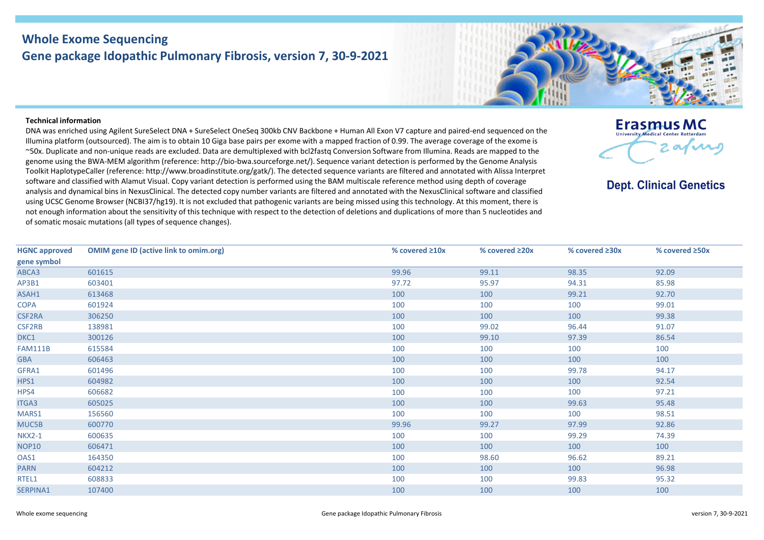# Whole Exome Sequencing

## Gene package Idopathic Pulmonary Fibrosis, version 7, 30-9-2021

Erasmus MC
University Medical Center Rotterdam

**Dept. Clinical Genetics**

**Technical information**

DNA was enriched using Agilent SureSelect DNA + SureSelect OneSeq 300kb CNV Backbone + Human All Exon V7 capture and paired-end sequenced on the Illumina platform (outsourced). The aim is to obtain 10 Giga base pairs per exome with a mapped fraction of 0.99. The average coverage of the exome is ~50x. Duplicate and non-unique reads are excluded. Data are demultiplexed with bcl2fastq Conversion Software from Illumina. Reads are mapped to the genome using the BWA-MEM algorithm (reference: http://bio-bwa.sourceforge.net/). Sequence variant detection is performed by the Genome Analysis Toolkit HaplotypeCaller (reference: http://www.broadinstitute.org/gatk/). The detected sequence variants are filtered and annotated with Alissa Interpret software and classified with Alamut Visual. Copy variant detection is performed using the BAM multiscale reference method using depth of coverage analysis and dynamical bins in NexusClinical. The detected copy number variants are filtered and annotated with the NexusClinical software and classified using UCSC Genome Browser (NCBI37/hg19). It is not excluded that pathogenic variants are being missed using this technology. At this moment, there is not enough information about the sensitivity of this technique with respect to the detection of deletions and duplications of more than 5 nucleotides and of somatic mosaic mutations (all types of sequence changes).

| HGNC approved gene symbol | OMIM gene ID (active link to omim.org) | % covered ≥10x | % covered ≥20x | % covered ≥30x | % covered ≥50x |
|---|---|---|---|---|---|
| ABCA3 | 601615 | 99.96 | 99.11 | 98.35 | 92.09 |
| AP3B1 | 603401 | 97.72 | 95.97 | 94.31 | 85.98 |
| ASAH1 | 613468 | 100 | 100 | 99.21 | 92.70 |
| COPA | 601924 | 100 | 100 | 100 | 99.01 |
| CSF2RA | 306250 | 100 | 100 | 100 | 99.38 |
| CSF2RB | 138981 | 100 | 99.02 | 96.44 | 91.07 |
| DKC1 | 300126 | 100 | 99.10 | 97.39 | 86.54 |
| FAM111B | 615584 | 100 | 100 | 100 | 100 |
| GBA | 606463 | 100 | 100 | 100 | 100 |
| GFRA1 | 601496 | 100 | 100 | 99.78 | 94.17 |
| HPS1 | 604982 | 100 | 100 | 100 | 92.54 |
| HPS4 | 606682 | 100 | 100 | 100 | 97.21 |
| ITGA3 | 605025 | 100 | 100 | 99.63 | 95.48 |
| MARS1 | 156560 | 100 | 100 | 100 | 98.51 |
| MUC5B | 600770 | 99.96 | 99.27 | 97.99 | 92.86 |
| NKX2-1 | 600635 | 100 | 100 | 99.29 | 74.39 |
| NOP10 | 606471 | 100 | 100 | 100 | 100 |
| OAS1 | 164350 | 100 | 98.60 | 96.62 | 89.21 |
| PARN | 604212 | 100 | 100 | 100 | 96.98 |
| RTEL1 | 608833 | 100 | 100 | 99.83 | 95.32 |
| SERPINA1 | 107400 | 100 | 100 | 100 | 100 |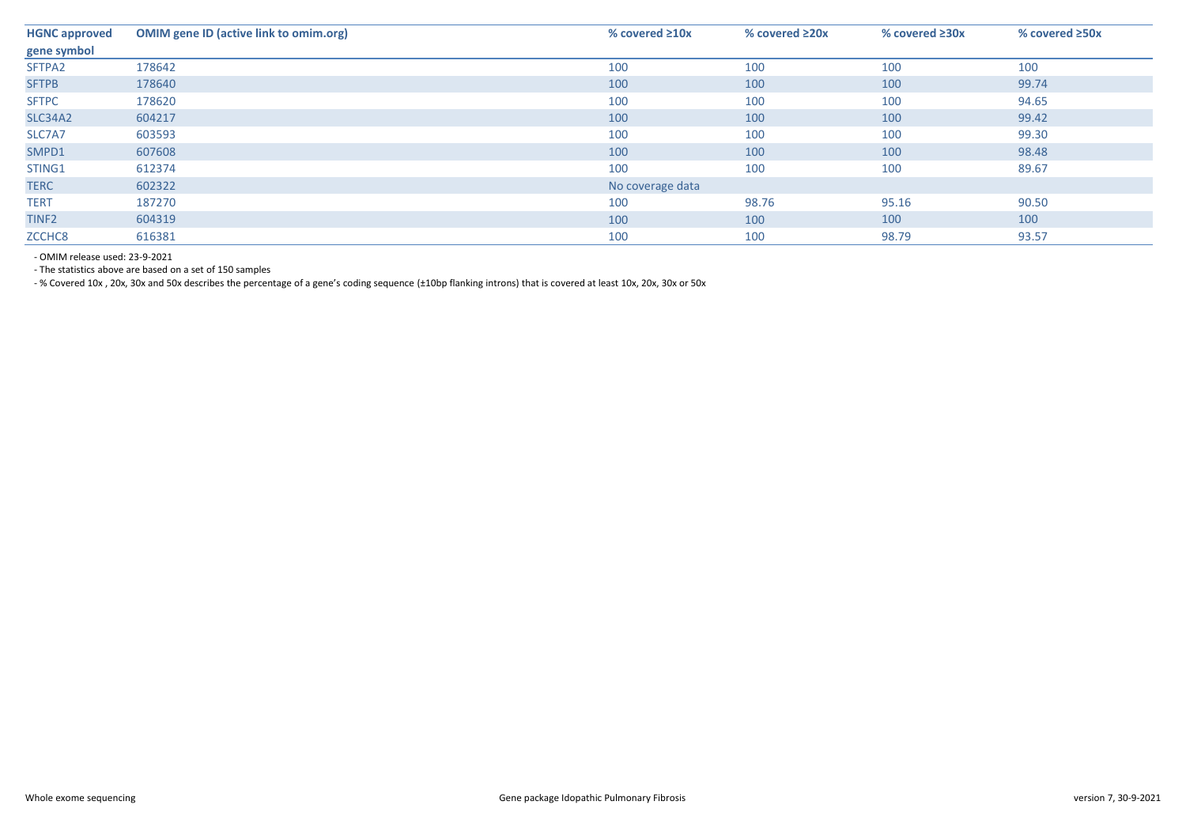| HGNC approved gene symbol | OMIM gene ID (active link to omim.org) | % covered ≥10x | % covered ≥20x | % covered ≥30x | % covered ≥50x |
|---|---|---|---|---|---|
| SFTPA2 | 178642 | 100 | 100 | 100 | 100 |
| SFTPB | 178640 | 100 | 100 | 100 | 99.74 |
| SFTPC | 178620 | 100 | 100 | 100 | 94.65 |
| SLC34A2 | 604217 | 100 | 100 | 100 | 99.42 |
| SLC7A7 | 603593 | 100 | 100 | 100 | 99.30 |
| SMPD1 | 607608 | 100 | 100 | 100 | 98.48 |
| STING1 | 612374 | 100 | 100 | 100 | 89.67 |
| TERC | 602322 | No coverage data | | | |
| TERT | 187270 | 100 | 98.76 | 95.16 | 90.50 |
| TINF2 | 604319 | 100 | 100 | 100 | 100 |
| ZCCHC8 | 616381 | 100 | 100 | 98.79 | 93.57 |

- OMIM release used: 23-9-2021
- The statistics above are based on a set of 150 samples
- % Covered 10x , 20x, 30x and 50x describes the percentage of a gene's coding sequence (±10bp flanking introns) that is covered at least 10x, 20x, 30x or 50x